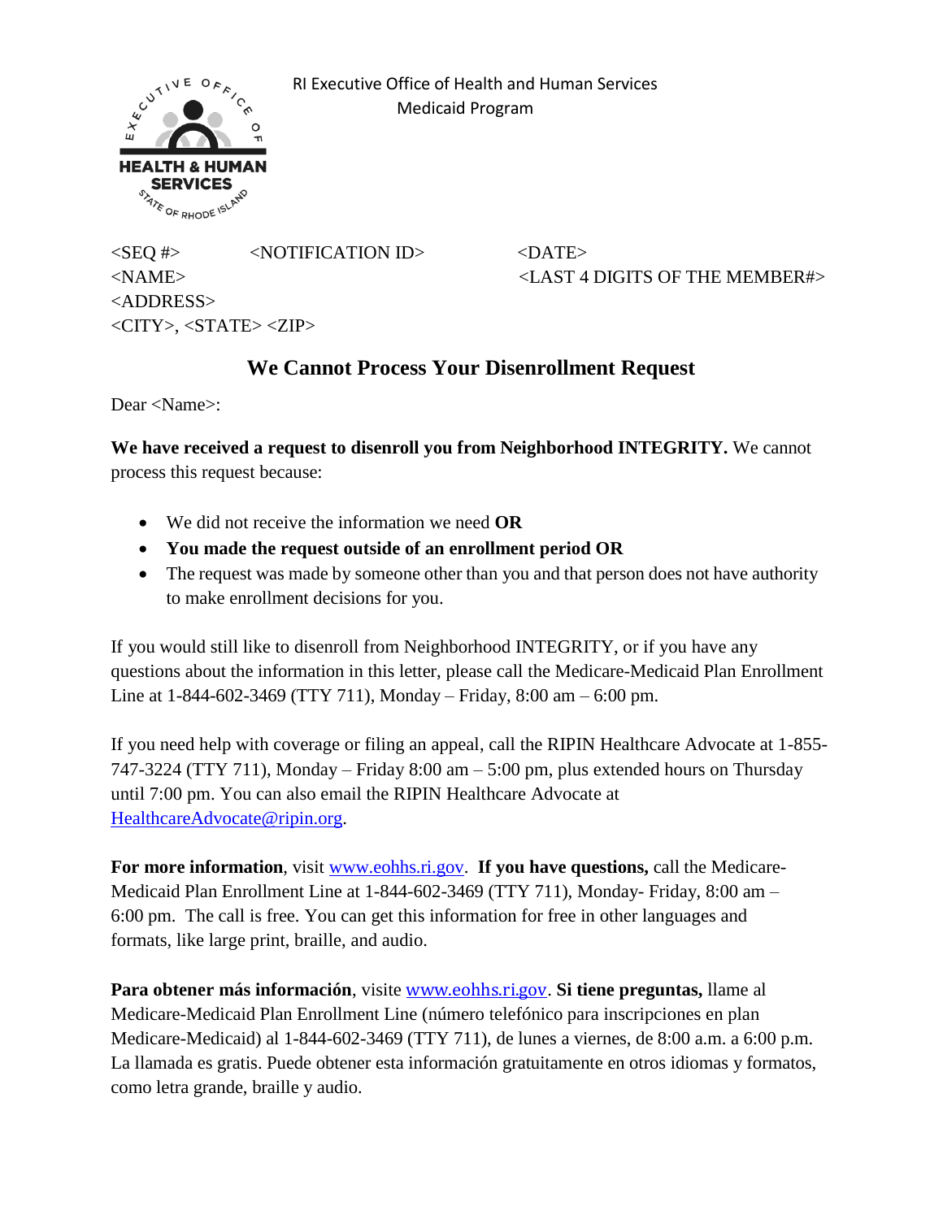RI Executive Office of Health and Human Services
Medicaid Program

<SEQ #> <NOTIFICATION ID> <DATE>
<NAME> <LAST 4 DIGITS OF THE MEMBER#>
<ADDRESS>
<CITY>, <STATE> <ZIP>

# We Cannot Process Your Disenrollment Request

Dear <Name>:

**We have received a request to disenroll you from Neighborhood INTEGRITY.** We cannot process this request because:

- We did not receive the information we need **OR**
- **You made the request outside of an enrollment period OR**
- The request was made by someone other than you and that person does not have authority to make enrollment decisions for you.

If you would still like to disenroll from Neighborhood INTEGRITY, or if you have any questions about the information in this letter, please call the Medicare-Medicaid Plan Enrollment Line at 1-844-602-3469 (TTY 711), Monday – Friday, 8:00 am – 6:00 pm.

If you need help with coverage or filing an appeal, call the RIPIN Healthcare Advocate at 1-855-747-3224 (TTY 711), Monday – Friday 8:00 am – 5:00 pm, plus extended hours on Thursday until 7:00 pm. You can also email the RIPIN Healthcare Advocate at HealthcareAdvocate@ripin.org.

**For more information**, visit www.eohhs.ri.gov. **If you have questions,** call the Medicare-Medicaid Plan Enrollment Line at 1-844-602-3469 (TTY 711), Monday- Friday, 8:00 am – 6:00 pm. The call is free. You can get this information for free in other languages and formats, like large print, braille, and audio.

**Para obtener más información**, visite www.eohhs.ri.gov. **Si tiene preguntas,** llame al Medicare-Medicaid Plan Enrollment Line (número telefónico para inscripciones en plan Medicare-Medicaid) al 1-844-602-3469 (TTY 711), de lunes a viernes, de 8:00 a.m. a 6:00 p.m. La llamada es gratis. Puede obtener esta información gratuitamente en otros idiomas y formatos, como letra grande, braille y audio.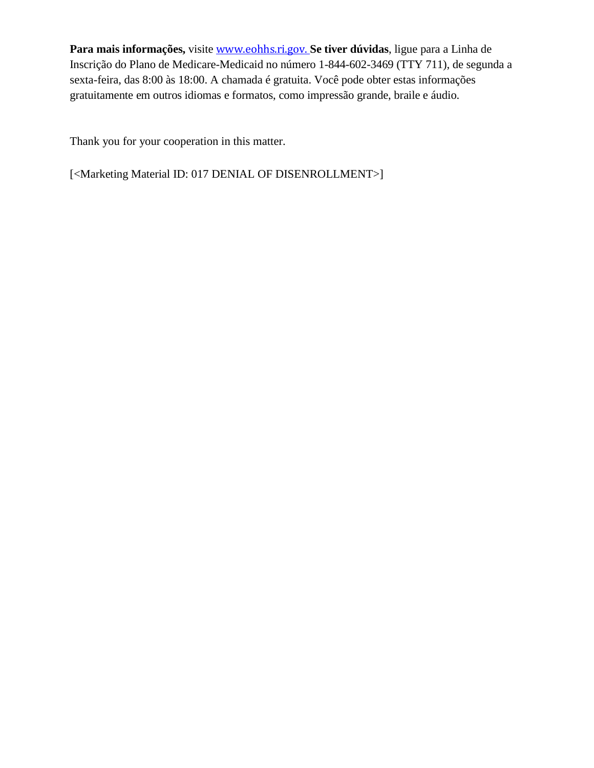**Para mais informações,** visite www.eohhs.ri.gov. **Se tiver dúvidas**, ligue para a Linha de Inscrição do Plano de Medicare-Medicaid no número 1-844-602-3469 (TTY 711), de segunda a sexta-feira, das 8:00 às 18:00. A chamada é gratuita. Você pode obter estas informações gratuitamente em outros idiomas e formatos, como impressão grande, braile e áudio.

Thank you for your cooperation in this matter.

[<Marketing Material ID: 017 DENIAL OF DISENROLLMENT>]